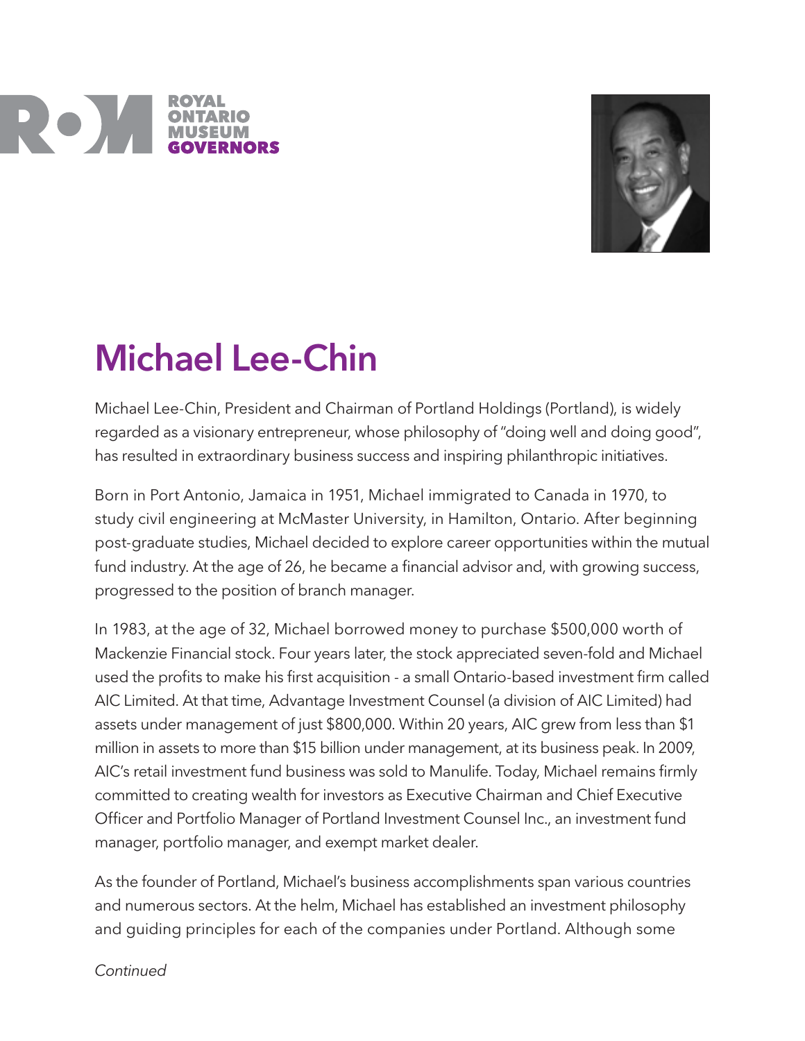ROYAL ONTARIO MUSEUM GOVERNORS

# Michael Lee-Chin

Michael Lee-Chin, President and Chairman of Portland Holdings (Portland), is widely regarded as a visionary entrepreneur, whose philosophy of "doing well and doing good", has resulted in extraordinary business success and inspiring philanthropic initiatives.

Born in Port Antonio, Jamaica in 1951, Michael immigrated to Canada in 1970, to study civil engineering at McMaster University, in Hamilton, Ontario. After beginning post-graduate studies, Michael decided to explore career opportunities within the mutual fund industry. At the age of 26, he became a financial advisor and, with growing success, progressed to the position of branch manager.

In 1983, at the age of 32, Michael borrowed money to purchase $500,000 worth of Mackenzie Financial stock. Four years later, the stock appreciated seven-fold and Michael used the profits to make his first acquisition - a small Ontario-based investment firm called AIC Limited. At that time, Advantage Investment Counsel (a division of AIC Limited) had assets under management of just $800,000. Within 20 years, AIC grew from less than $1 million in assets to more than $15 billion under management, at its business peak. In 2009, AIC's retail investment fund business was sold to Manulife. Today, Michael remains firmly committed to creating wealth for investors as Executive Chairman and Chief Executive Officer and Portfolio Manager of Portland Investment Counsel Inc., an investment fund manager, portfolio manager, and exempt market dealer.

As the founder of Portland, Michael's business accomplishments span various countries and numerous sectors. At the helm, Michael has established an investment philosophy and guiding principles for each of the companies under Portland. Although some

*Continued*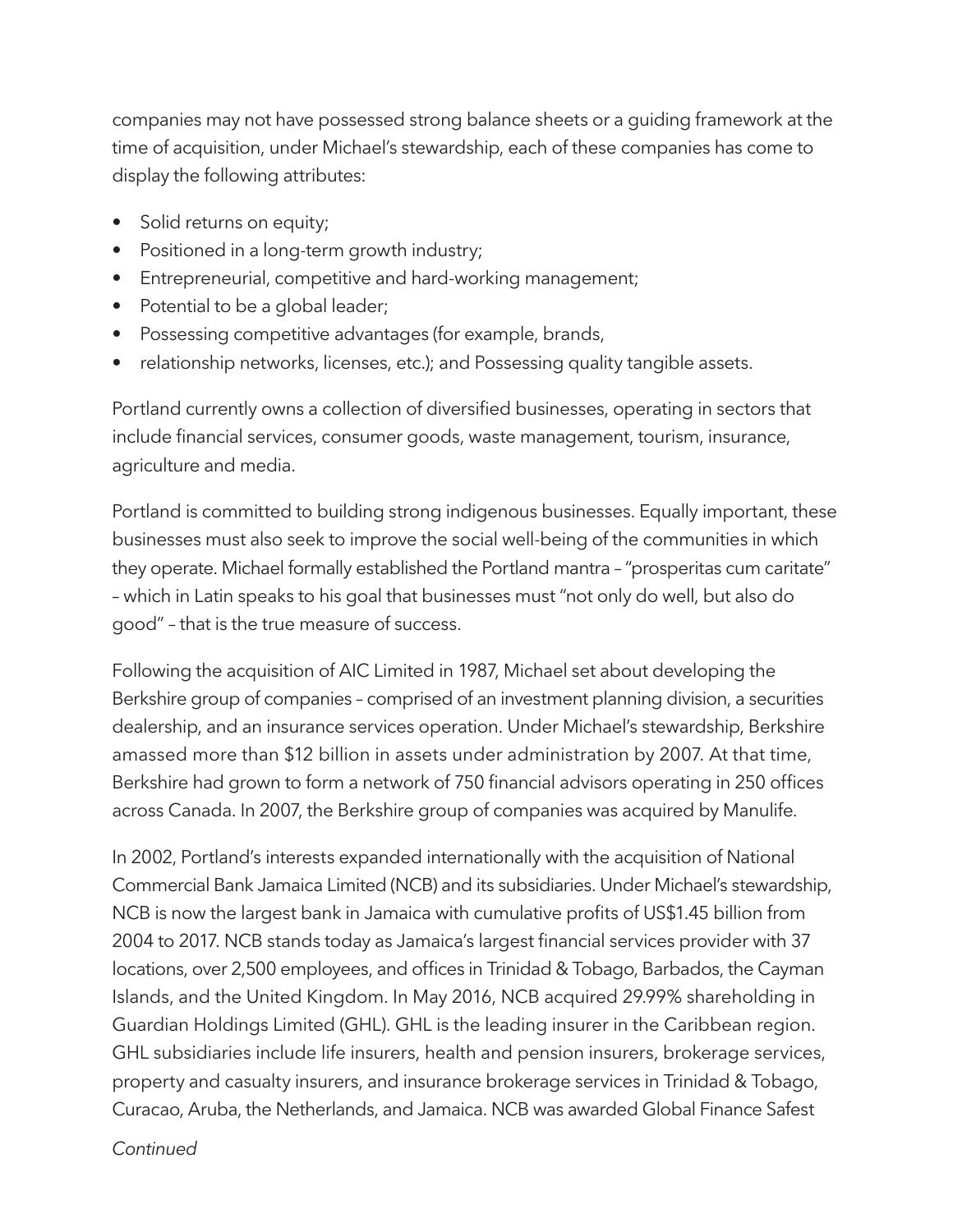companies may not have possessed strong balance sheets or a guiding framework at the time of acquisition, under Michael's stewardship, each of these companies has come to display the following attributes:

- Solid returns on equity;
- Positioned in a long-term growth industry;
- Entrepreneurial, competitive and hard-working management;
- Potential to be a global leader;
- Possessing competitive advantages (for example, brands,
- relationship networks, licenses, etc.); and Possessing quality tangible assets.

Portland currently owns a collection of diversified businesses, operating in sectors that include financial services, consumer goods, waste management, tourism, insurance, agriculture and media.

Portland is committed to building strong indigenous businesses. Equally important, these businesses must also seek to improve the social well-being of the communities in which they operate. Michael formally established the Portland mantra – "prosperitas cum caritate" – which in Latin speaks to his goal that businesses must "not only do well, but also do good" – that is the true measure of success.

Following the acquisition of AIC Limited in 1987, Michael set about developing the Berkshire group of companies – comprised of an investment planning division, a securities dealership, and an insurance services operation. Under Michael's stewardship, Berkshire amassed more than $12 billion in assets under administration by 2007. At that time, Berkshire had grown to form a network of 750 financial advisors operating in 250 offices across Canada. In 2007, the Berkshire group of companies was acquired by Manulife.

In 2002, Portland's interests expanded internationally with the acquisition of National Commercial Bank Jamaica Limited (NCB) and its subsidiaries. Under Michael's stewardship, NCB is now the largest bank in Jamaica with cumulative profits of US$1.45 billion from 2004 to 2017. NCB stands today as Jamaica's largest financial services provider with 37 locations, over 2,500 employees, and offices in Trinidad & Tobago, Barbados, the Cayman Islands, and the United Kingdom. In May 2016, NCB acquired 29.99% shareholding in Guardian Holdings Limited (GHL). GHL is the leading insurer in the Caribbean region. GHL subsidiaries include life insurers, health and pension insurers, brokerage services, property and casualty insurers, and insurance brokerage services in Trinidad & Tobago, Curacao, Aruba, the Netherlands, and Jamaica. NCB was awarded Global Finance Safest

*Continued*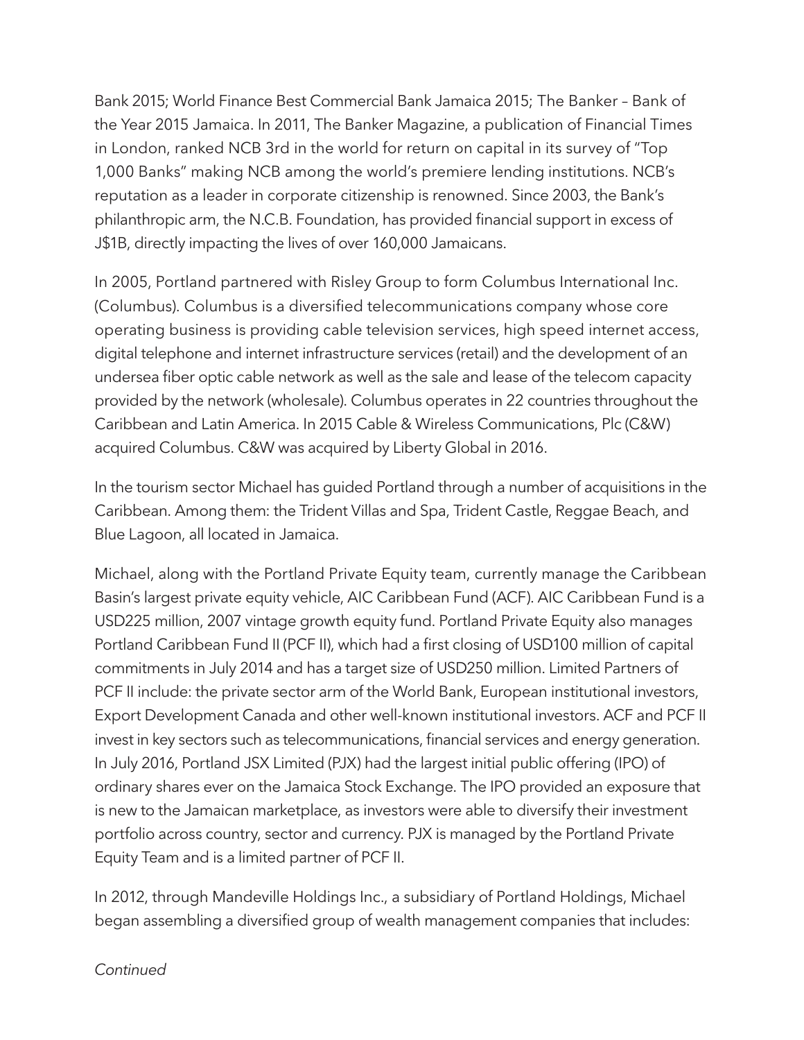Bank 2015; World Finance Best Commercial Bank Jamaica 2015; The Banker – Bank of the Year 2015 Jamaica. In 2011, The Banker Magazine, a publication of Financial Times in London, ranked NCB 3rd in the world for return on capital in its survey of "Top 1,000 Banks" making NCB among the world's premiere lending institutions. NCB's reputation as a leader in corporate citizenship is renowned. Since 2003, the Bank's philanthropic arm, the N.C.B. Foundation, has provided financial support in excess of J$1B, directly impacting the lives of over 160,000 Jamaicans.

In 2005, Portland partnered with Risley Group to form Columbus International Inc. (Columbus). Columbus is a diversified telecommunications company whose core operating business is providing cable television services, high speed internet access, digital telephone and internet infrastructure services (retail) and the development of an undersea fiber optic cable network as well as the sale and lease of the telecom capacity provided by the network (wholesale). Columbus operates in 22 countries throughout the Caribbean and Latin America. In 2015 Cable & Wireless Communications, Plc (C&W) acquired Columbus. C&W was acquired by Liberty Global in 2016.

In the tourism sector Michael has guided Portland through a number of acquisitions in the Caribbean. Among them: the Trident Villas and Spa, Trident Castle, Reggae Beach, and Blue Lagoon, all located in Jamaica.

Michael, along with the Portland Private Equity team, currently manage the Caribbean Basin's largest private equity vehicle, AIC Caribbean Fund (ACF). AIC Caribbean Fund is a USD225 million, 2007 vintage growth equity fund. Portland Private Equity also manages Portland Caribbean Fund II (PCF II), which had a first closing of USD100 million of capital commitments in July 2014 and has a target size of USD250 million. Limited Partners of PCF II include: the private sector arm of the World Bank, European institutional investors, Export Development Canada and other well-known institutional investors. ACF and PCF II invest in key sectors such as telecommunications, financial services and energy generation. In July 2016, Portland JSX Limited (PJX) had the largest initial public offering (IPO) of ordinary shares ever on the Jamaica Stock Exchange. The IPO provided an exposure that is new to the Jamaican marketplace, as investors were able to diversify their investment portfolio across country, sector and currency. PJX is managed by the Portland Private Equity Team and is a limited partner of PCF II.

In 2012, through Mandeville Holdings Inc., a subsidiary of Portland Holdings, Michael began assembling a diversified group of wealth management companies that includes:

*Continued*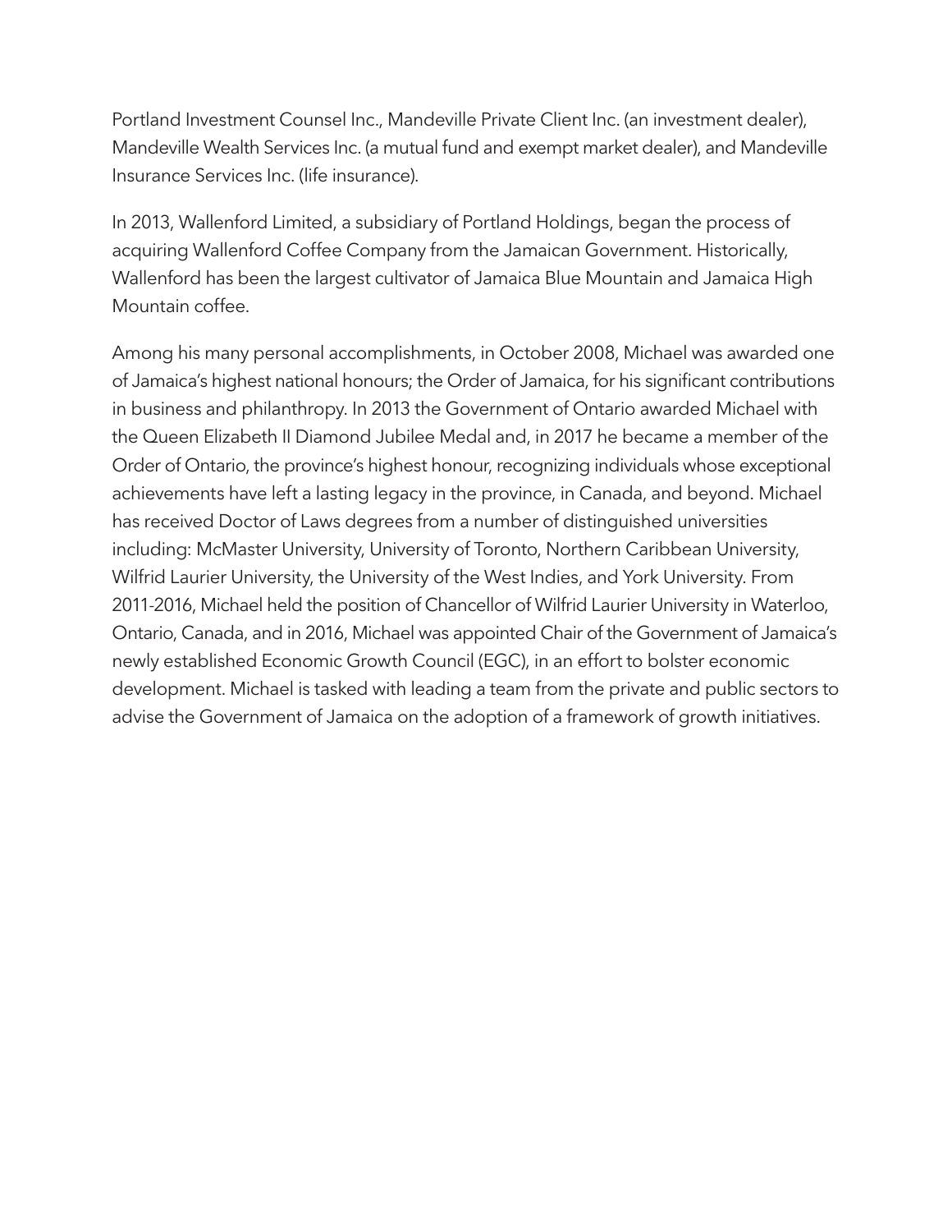Portland Investment Counsel Inc., Mandeville Private Client Inc. (an investment dealer), Mandeville Wealth Services Inc. (a mutual fund and exempt market dealer), and Mandeville Insurance Services Inc. (life insurance).

In 2013, Wallenford Limited, a subsidiary of Portland Holdings, began the process of acquiring Wallenford Coffee Company from the Jamaican Government. Historically, Wallenford has been the largest cultivator of Jamaica Blue Mountain and Jamaica High Mountain coffee.

Among his many personal accomplishments, in October 2008, Michael was awarded one of Jamaica's highest national honours; the Order of Jamaica, for his significant contributions in business and philanthropy. In 2013 the Government of Ontario awarded Michael with the Queen Elizabeth II Diamond Jubilee Medal and, in 2017 he became a member of the Order of Ontario, the province's highest honour, recognizing individuals whose exceptional achievements have left a lasting legacy in the province, in Canada, and beyond. Michael has received Doctor of Laws degrees from a number of distinguished universities including: McMaster University, University of Toronto, Northern Caribbean University, Wilfrid Laurier University, the University of the West Indies, and York University. From 2011-2016, Michael held the position of Chancellor of Wilfrid Laurier University in Waterloo, Ontario, Canada, and in 2016, Michael was appointed Chair of the Government of Jamaica's newly established Economic Growth Council (EGC), in an effort to bolster economic development. Michael is tasked with leading a team from the private and public sectors to advise the Government of Jamaica on the adoption of a framework of growth initiatives.